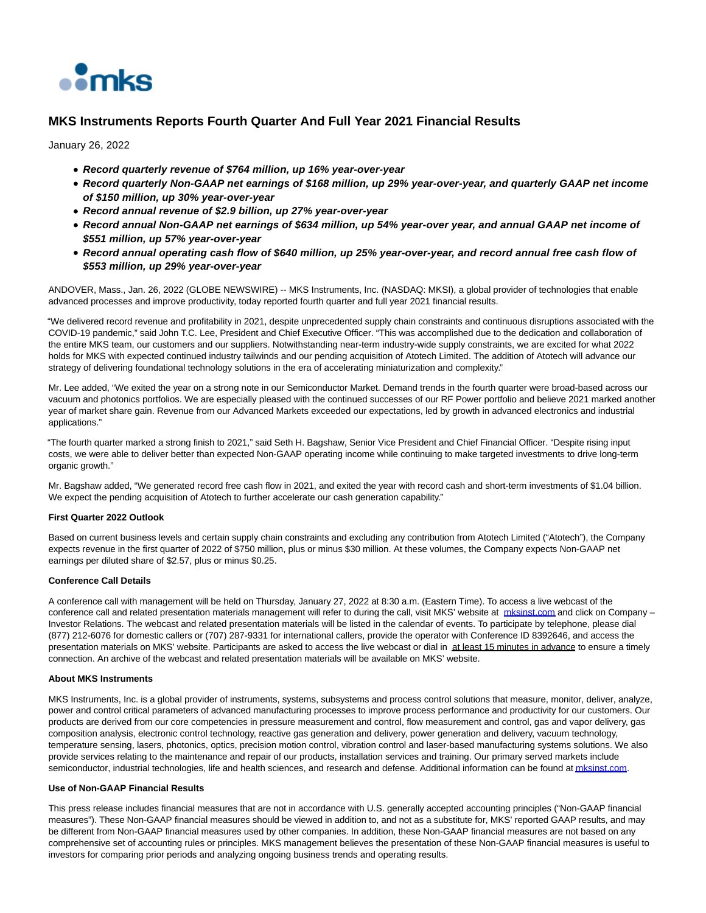# MKS Instruments Reports Fourth Quarter And Full Year 2021 Financial Results

January 26, 2022

- ***Record quarterly revenue of $764 million, up 16% year-over-year***
- ***Record quarterly Non-GAAP net earnings of $168 million, up 29% year-over-year, and quarterly GAAP net income of $150 million, up 30% year-over-year***
- ***Record annual revenue of $2.9 billion, up 27% year-over-year***
- ***Record annual Non-GAAP net earnings of $634 million, up 54% year-over year, and annual GAAP net income of $551 million, up 57% year-over-year***
- ***Record annual operating cash flow of $640 million, up 25% year-over-year, and record annual free cash flow of $553 million, up 29% year-over-year***

ANDOVER, Mass., Jan. 26, 2022 (GLOBE NEWSWIRE) -- MKS Instruments, Inc. (NASDAQ: MKSI), a global provider of technologies that enable advanced processes and improve productivity, today reported fourth quarter and full year 2021 financial results.

"We delivered record revenue and profitability in 2021, despite unprecedented supply chain constraints and continuous disruptions associated with the COVID-19 pandemic," said John T.C. Lee, President and Chief Executive Officer. "This was accomplished due to the dedication and collaboration of the entire MKS team, our customers and our suppliers. Notwithstanding near-term industry-wide supply constraints, we are excited for what 2022 holds for MKS with expected continued industry tailwinds and our pending acquisition of Atotech Limited. The addition of Atotech will advance our strategy of delivering foundational technology solutions in the era of accelerating miniaturization and complexity."

Mr. Lee added, "We exited the year on a strong note in our Semiconductor Market. Demand trends in the fourth quarter were broad-based across our vacuum and photonics portfolios. We are especially pleased with the continued successes of our RF Power portfolio and believe 2021 marked another year of market share gain. Revenue from our Advanced Markets exceeded our expectations, led by growth in advanced electronics and industrial applications."

"The fourth quarter marked a strong finish to 2021," said Seth H. Bagshaw, Senior Vice President and Chief Financial Officer. "Despite rising input costs, we were able to deliver better than expected Non-GAAP operating income while continuing to make targeted investments to drive long-term organic growth."

Mr. Bagshaw added, "We generated record free cash flow in 2021, and exited the year with record cash and short-term investments of $1.04 billion. We expect the pending acquisition of Atotech to further accelerate our cash generation capability."

**First Quarter 2022 Outlook**

Based on current business levels and certain supply chain constraints and excluding any contribution from Atotech Limited ("Atotech"), the Company expects revenue in the first quarter of 2022 of $750 million, plus or minus $30 million. At these volumes, the Company expects Non-GAAP net earnings per diluted share of $2.57, plus or minus $0.25.

**Conference Call Details**

A conference call with management will be held on Thursday, January 27, 2022 at 8:30 a.m. (Eastern Time). To access a live webcast of the conference call and related presentation materials management will refer to during the call, visit MKS' website at mksinst.com and click on Company – Investor Relations. The webcast and related presentation materials will be listed in the calendar of events. To participate by telephone, please dial (877) 212-6076 for domestic callers or (707) 287-9331 for international callers, provide the operator with Conference ID 8392646, and access the presentation materials on MKS' website. Participants are asked to access the live webcast or dial in at least 15 minutes in advance to ensure a timely connection. An archive of the webcast and related presentation materials will be available on MKS' website.

**About MKS Instruments**

MKS Instruments, Inc. is a global provider of instruments, systems, subsystems and process control solutions that measure, monitor, deliver, analyze, power and control critical parameters of advanced manufacturing processes to improve process performance and productivity for our customers. Our products are derived from our core competencies in pressure measurement and control, flow measurement and control, gas and vapor delivery, gas composition analysis, electronic control technology, reactive gas generation and delivery, power generation and delivery, vacuum technology, temperature sensing, lasers, photonics, optics, precision motion control, vibration control and laser-based manufacturing systems solutions. We also provide services relating to the maintenance and repair of our products, installation services and training. Our primary served markets include semiconductor, industrial technologies, life and health sciences, and research and defense. Additional information can be found at mksinst.com.

**Use of Non-GAAP Financial Results**

This press release includes financial measures that are not in accordance with U.S. generally accepted accounting principles ("Non-GAAP financial measures"). These Non-GAAP financial measures should be viewed in addition to, and not as a substitute for, MKS' reported GAAP results, and may be different from Non-GAAP financial measures used by other companies. In addition, these Non-GAAP financial measures are not based on any comprehensive set of accounting rules or principles. MKS management believes the presentation of these Non-GAAP financial measures is useful to investors for comparing prior periods and analyzing ongoing business trends and operating results.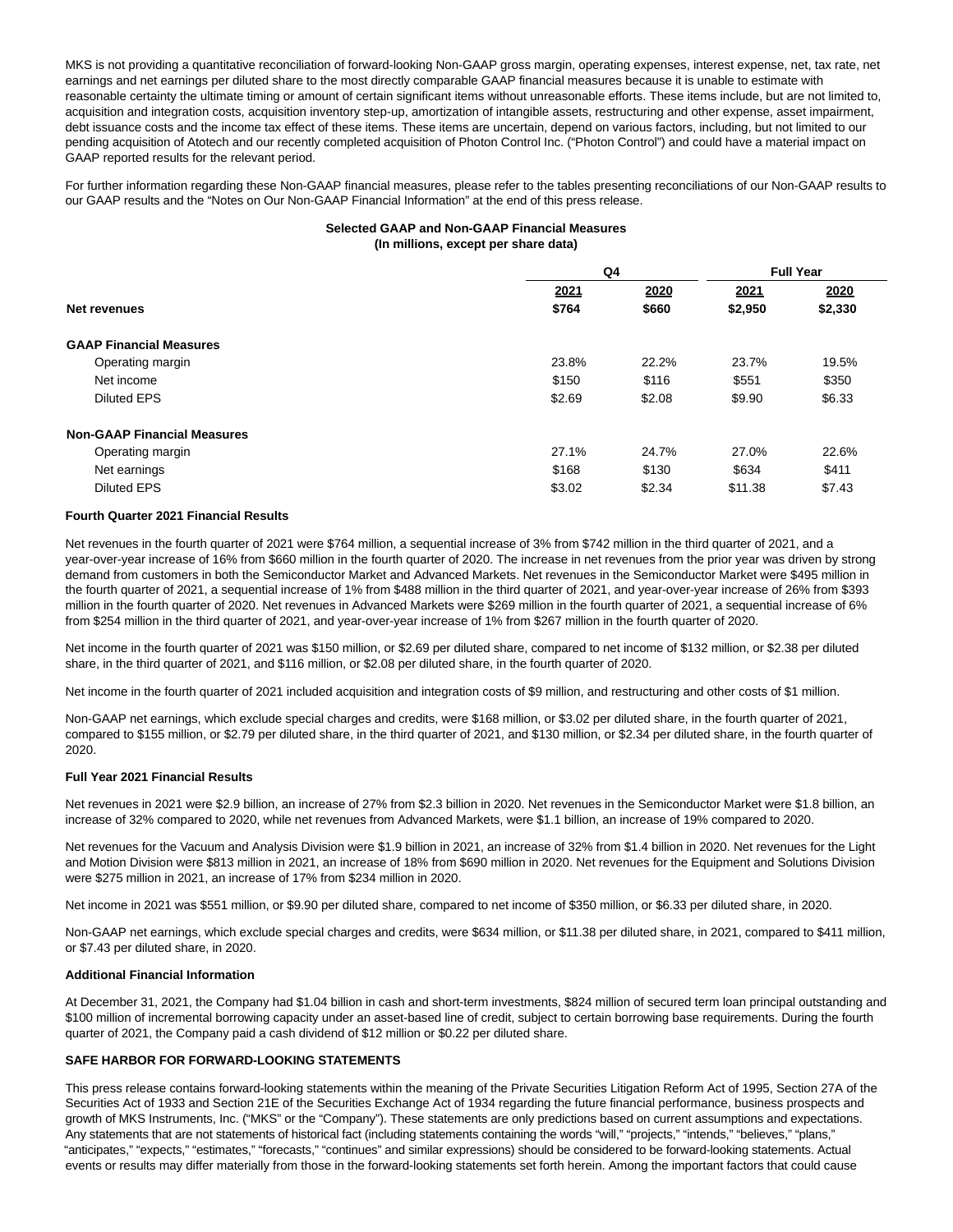MKS is not providing a quantitative reconciliation of forward-looking Non-GAAP gross margin, operating expenses, interest expense, net, tax rate, net earnings and net earnings per diluted share to the most directly comparable GAAP financial measures because it is unable to estimate with reasonable certainty the ultimate timing or amount of certain significant items without unreasonable efforts. These items include, but are not limited to, acquisition and integration costs, acquisition inventory step-up, amortization of intangible assets, restructuring and other expense, asset impairment, debt issuance costs and the income tax effect of these items. These items are uncertain, depend on various factors, including, but not limited to our pending acquisition of Atotech and our recently completed acquisition of Photon Control Inc. ("Photon Control") and could have a material impact on GAAP reported results for the relevant period.

For further information regarding these Non-GAAP financial measures, please refer to the tables presenting reconciliations of our Non-GAAP results to our GAAP results and the "Notes on Our Non-GAAP Financial Information" at the end of this press release.

**Selected GAAP and Non-GAAP Financial Measures**
**(In millions, except per share data)**

| | Q4 | | Full Year | |
|---|---|---|---|---|
| | 2021 | 2020 | 2021 | 2020 |
| **Net revenues** | **$764** | **$660** | **$2,950** | **$2,330** |
| **GAAP Financial Measures** | | | | |
| Operating margin | 23.8% | 22.2% | 23.7% | 19.5% |
| Net income | $150 | $116 | $551 | $350 |
| Diluted EPS | $2.69 | $2.08 | $9.90 | $6.33 |
| **Non-GAAP Financial Measures** | | | | |
| Operating margin | 27.1% | 24.7% | 27.0% | 22.6% |
| Net earnings | $168 | $130 | $634 | $411 |
| Diluted EPS | $3.02 | $2.34 | $11.38 | $7.43 |

**Fourth Quarter 2021 Financial Results**

Net revenues in the fourth quarter of 2021 were $764 million, a sequential increase of 3% from $742 million in the third quarter of 2021, and a year-over-year increase of 16% from $660 million in the fourth quarter of 2020. The increase in net revenues from the prior year was driven by strong demand from customers in both the Semiconductor Market and Advanced Markets. Net revenues in the Semiconductor Market were $495 million in the fourth quarter of 2021, a sequential increase of 1% from $488 million in the third quarter of 2021, and year-over-year increase of 26% from $393 million in the fourth quarter of 2020. Net revenues in Advanced Markets were $269 million in the fourth quarter of 2021, a sequential increase of 6% from $254 million in the third quarter of 2021, and year-over-year increase of 1% from $267 million in the fourth quarter of 2020.

Net income in the fourth quarter of 2021 was $150 million, or $2.69 per diluted share, compared to net income of $132 million, or $2.38 per diluted share, in the third quarter of 2021, and $116 million, or $2.08 per diluted share, in the fourth quarter of 2020.

Net income in the fourth quarter of 2021 included acquisition and integration costs of $9 million, and restructuring and other costs of $1 million.

Non-GAAP net earnings, which exclude special charges and credits, were $168 million, or $3.02 per diluted share, in the fourth quarter of 2021, compared to $155 million, or $2.79 per diluted share, in the third quarter of 2021, and $130 million, or $2.34 per diluted share, in the fourth quarter of 2020.

**Full Year 2021 Financial Results**

Net revenues in 2021 were $2.9 billion, an increase of 27% from $2.3 billion in 2020. Net revenues in the Semiconductor Market were $1.8 billion, an increase of 32% compared to 2020, while net revenues from Advanced Markets, were $1.1 billion, an increase of 19% compared to 2020.

Net revenues for the Vacuum and Analysis Division were $1.9 billion in 2021, an increase of 32% from $1.4 billion in 2020. Net revenues for the Light and Motion Division were $813 million in 2021, an increase of 18% from $690 million in 2020. Net revenues for the Equipment and Solutions Division were $275 million in 2021, an increase of 17% from $234 million in 2020.

Net income in 2021 was $551 million, or $9.90 per diluted share, compared to net income of $350 million, or $6.33 per diluted share, in 2020.

Non-GAAP net earnings, which exclude special charges and credits, were $634 million, or $11.38 per diluted share, in 2021, compared to $411 million, or $7.43 per diluted share, in 2020.

**Additional Financial Information**

At December 31, 2021, the Company had $1.04 billion in cash and short-term investments, $824 million of secured term loan principal outstanding and $100 million of incremental borrowing capacity under an asset-based line of credit, subject to certain borrowing base requirements. During the fourth quarter of 2021, the Company paid a cash dividend of $12 million or $0.22 per diluted share.

**SAFE HARBOR FOR FORWARD-LOOKING STATEMENTS**

This press release contains forward-looking statements within the meaning of the Private Securities Litigation Reform Act of 1995, Section 27A of the Securities Act of 1933 and Section 21E of the Securities Exchange Act of 1934 regarding the future financial performance, business prospects and growth of MKS Instruments, Inc. ("MKS" or the "Company"). These statements are only predictions based on current assumptions and expectations. Any statements that are not statements of historical fact (including statements containing the words "will," "projects," "intends," "believes," "plans," "anticipates," "expects," "estimates," "forecasts," "continues" and similar expressions) should be considered to be forward-looking statements. Actual events or results may differ materially from those in the forward-looking statements set forth herein. Among the important factors that could cause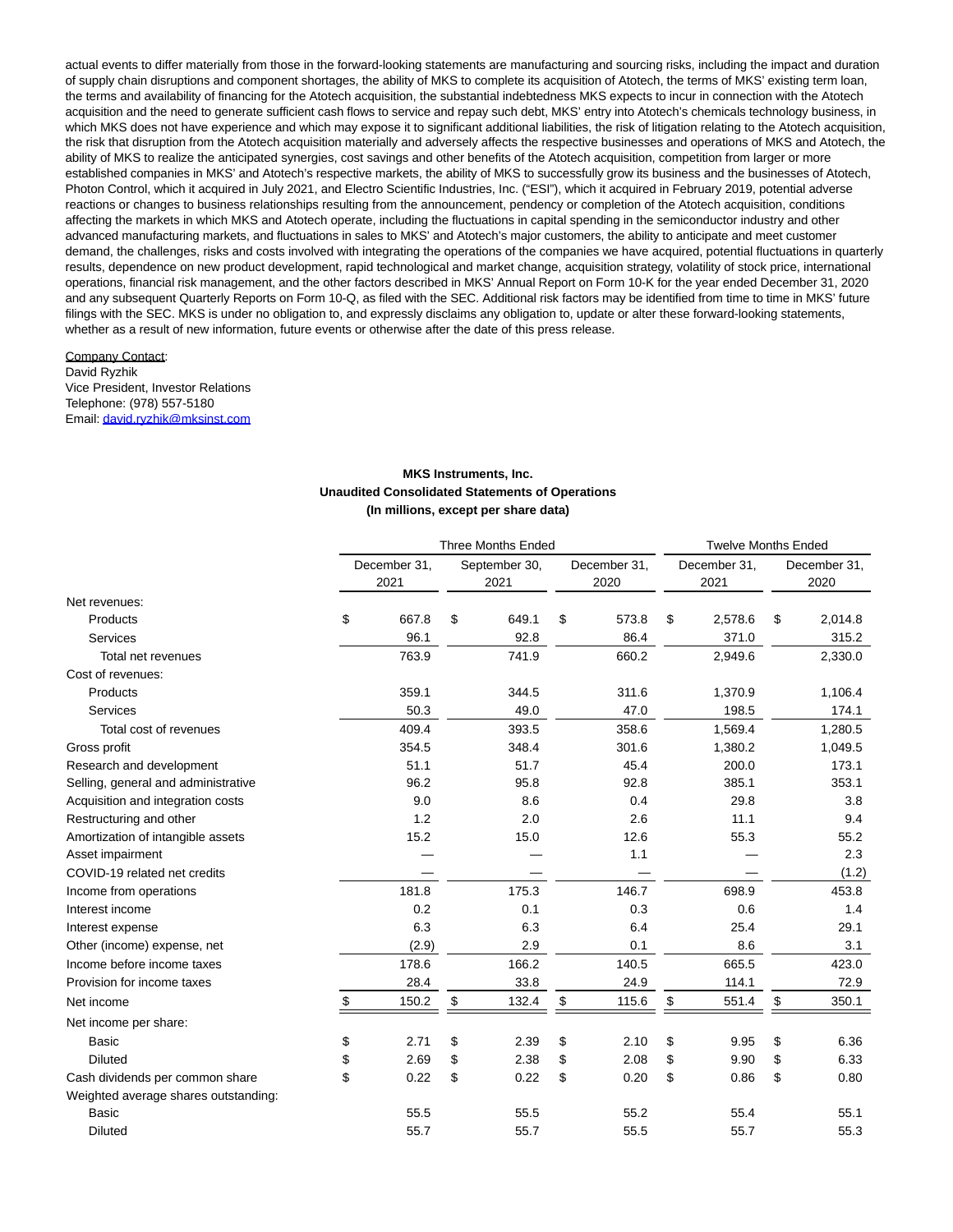actual events to differ materially from those in the forward-looking statements are manufacturing and sourcing risks, including the impact and duration of supply chain disruptions and component shortages, the ability of MKS to complete its acquisition of Atotech, the terms of MKS' existing term loan, the terms and availability of financing for the Atotech acquisition, the substantial indebtedness MKS expects to incur in connection with the Atotech acquisition and the need to generate sufficient cash flows to service and repay such debt, MKS' entry into Atotech's chemicals technology business, in which MKS does not have experience and which may expose it to significant additional liabilities, the risk of litigation relating to the Atotech acquisition, the risk that disruption from the Atotech acquisition materially and adversely affects the respective businesses and operations of MKS and Atotech, the ability of MKS to realize the anticipated synergies, cost savings and other benefits of the Atotech acquisition, competition from larger or more established companies in MKS' and Atotech's respective markets, the ability of MKS to successfully grow its business and the businesses of Atotech, Photon Control, which it acquired in July 2021, and Electro Scientific Industries, Inc. ("ESI"), which it acquired in February 2019, potential adverse reactions or changes to business relationships resulting from the announcement, pendency or completion of the Atotech acquisition, conditions affecting the markets in which MKS and Atotech operate, including the fluctuations in capital spending in the semiconductor industry and other advanced manufacturing markets, and fluctuations in sales to MKS' and Atotech's major customers, the ability to anticipate and meet customer demand, the challenges, risks and costs involved with integrating the operations of the companies we have acquired, potential fluctuations in quarterly results, dependence on new product development, rapid technological and market change, acquisition strategy, volatility of stock price, international operations, financial risk management, and the other factors described in MKS' Annual Report on Form 10-K for the year ended December 31, 2020 and any subsequent Quarterly Reports on Form 10-Q, as filed with the SEC. Additional risk factors may be identified from time to time in MKS' future filings with the SEC. MKS is under no obligation to, and expressly disclaims any obligation to, update or alter these forward-looking statements, whether as a result of new information, future events or otherwise after the date of this press release.

Company Contact:
David Ryzhik
Vice President, Investor Relations
Telephone: (978) 557-5180
Email: david.ryzhik@mksinst.com

**MKS Instruments, Inc.**
**Unaudited Consolidated Statements of Operations**
**(In millions, except per share data)**

| | Three Months Ended | | | Twelve Months Ended | |
|---|---|---|---|---|---|
| | December 31, 2021 | September 30, 2021 | December 31, 2020 | December 31, 2021 | December 31, 2020 |
| Net revenues: | | | | | |
| Products | $ 667.8 | $ 649.1 | $ 573.8 | $ 2,578.6 | $ 2,014.8 |
| Services | 96.1 | 92.8 | 86.4 | 371.0 | 315.2 |
| Total net revenues | 763.9 | 741.9 | 660.2 | 2,949.6 | 2,330.0 |
| Cost of revenues: | | | | | |
| Products | 359.1 | 344.5 | 311.6 | 1,370.9 | 1,106.4 |
| Services | 50.3 | 49.0 | 47.0 | 198.5 | 174.1 |
| Total cost of revenues | 409.4 | 393.5 | 358.6 | 1,569.4 | 1,280.5 |
| Gross profit | 354.5 | 348.4 | 301.6 | 1,380.2 | 1,049.5 |
| Research and development | 51.1 | 51.7 | 45.4 | 200.0 | 173.1 |
| Selling, general and administrative | 96.2 | 95.8 | 92.8 | 385.1 | 353.1 |
| Acquisition and integration costs | 9.0 | 8.6 | 0.4 | 29.8 | 3.8 |
| Restructuring and other | 1.2 | 2.0 | 2.6 | 11.1 | 9.4 |
| Amortization of intangible assets | 15.2 | 15.0 | 12.6 | 55.3 | 55.2 |
| Asset impairment | — | — | 1.1 | — | 2.3 |
| COVID-19 related net credits | — | — | — | — | (1.2) |
| Income from operations | 181.8 | 175.3 | 146.7 | 698.9 | 453.8 |
| Interest income | 0.2 | 0.1 | 0.3 | 0.6 | 1.4 |
| Interest expense | 6.3 | 6.3 | 6.4 | 25.4 | 29.1 |
| Other (income) expense, net | (2.9) | 2.9 | 0.1 | 8.6 | 3.1 |
| Income before income taxes | 178.6 | 166.2 | 140.5 | 665.5 | 423.0 |
| Provision for income taxes | 28.4 | 33.8 | 24.9 | 114.1 | 72.9 |
| Net income | $ 150.2 | $ 132.4 | $ 115.6 | $ 551.4 | $ 350.1 |
| Net income per share: | | | | | |
| Basic | $ 2.71 | $ 2.39 | $ 2.10 | $ 9.95 | $ 6.36 |
| Diluted | $ 2.69 | $ 2.38 | $ 2.08 | $ 9.90 | $ 6.33 |
| Cash dividends per common share | $ 0.22 | $ 0.22 | $ 0.20 | $ 0.86 | $ 0.80 |
| Weighted average shares outstanding: | | | | | |
| Basic | 55.5 | 55.5 | 55.2 | 55.4 | 55.1 |
| Diluted | 55.7 | 55.7 | 55.5 | 55.7 | 55.3 |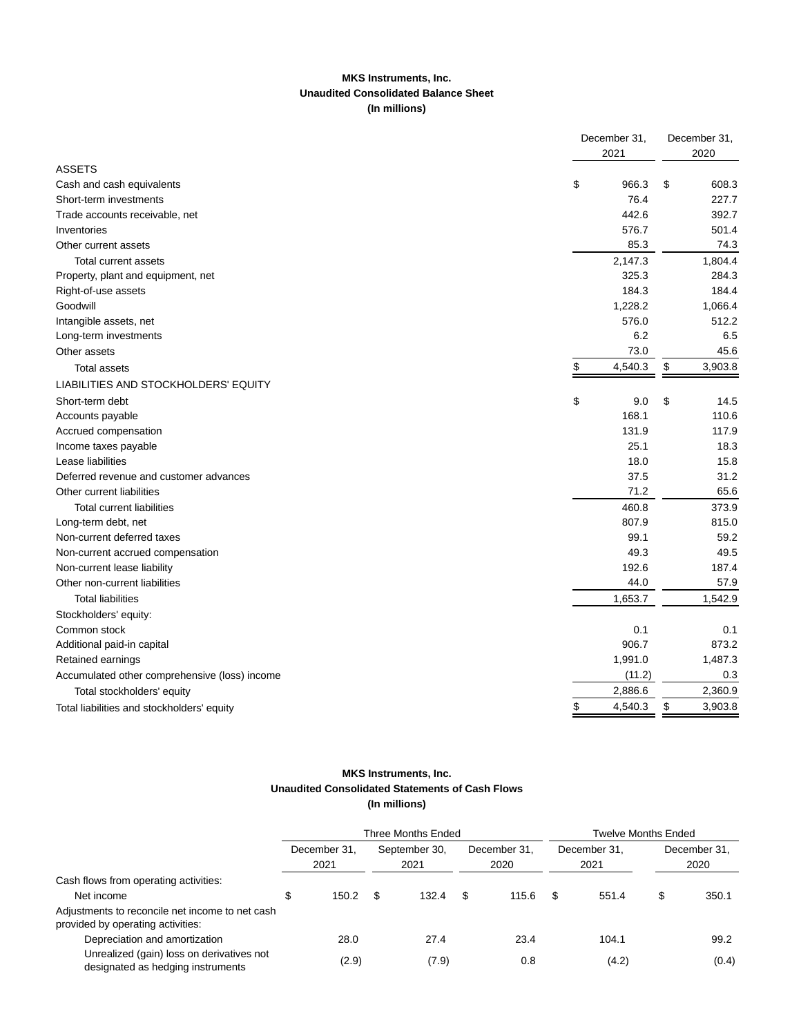**MKS Instruments, Inc.**
**Unaudited Consolidated Balance Sheet**
**(In millions)**

| | December 31, 2021 | December 31, 2020 |
|---|---|---|
| ASSETS | | |
| Cash and cash equivalents | $ 966.3 | $ 608.3 |
| Short-term investments | 76.4 | 227.7 |
| Trade accounts receivable, net | 442.6 | 392.7 |
| Inventories | 576.7 | 501.4 |
| Other current assets | 85.3 | 74.3 |
| Total current assets | 2,147.3 | 1,804.4 |
| Property, plant and equipment, net | 325.3 | 284.3 |
| Right-of-use assets | 184.3 | 184.4 |
| Goodwill | 1,228.2 | 1,066.4 |
| Intangible assets, net | 576.0 | 512.2 |
| Long-term investments | 6.2 | 6.5 |
| Other assets | 73.0 | 45.6 |
| Total assets | $ 4,540.3 | $ 3,903.8 |
| LIABILITIES AND STOCKHOLDERS' EQUITY | | |
| Short-term debt | $ 9.0 | $ 14.5 |
| Accounts payable | 168.1 | 110.6 |
| Accrued compensation | 131.9 | 117.9 |
| Income taxes payable | 25.1 | 18.3 |
| Lease liabilities | 18.0 | 15.8 |
| Deferred revenue and customer advances | 37.5 | 31.2 |
| Other current liabilities | 71.2 | 65.6 |
| Total current liabilities | 460.8 | 373.9 |
| Long-term debt, net | 807.9 | 815.0 |
| Non-current deferred taxes | 99.1 | 59.2 |
| Non-current accrued compensation | 49.3 | 49.5 |
| Non-current lease liability | 192.6 | 187.4 |
| Other non-current liabilities | 44.0 | 57.9 |
| Total liabilities | 1,653.7 | 1,542.9 |
| Stockholders' equity: | | |
| Common stock | 0.1 | 0.1 |
| Additional paid-in capital | 906.7 | 873.2 |
| Retained earnings | 1,991.0 | 1,487.3 |
| Accumulated other comprehensive (loss) income | (11.2) | 0.3 |
| Total stockholders' equity | 2,886.6 | 2,360.9 |
| Total liabilities and stockholders' equity | $ 4,540.3 | $ 3,903.8 |

**MKS Instruments, Inc.**
**Unaudited Consolidated Statements of Cash Flows**
**(In millions)**

| | Three Months Ended | | | Twelve Months Ended | |
|---|---|---|---|---|---|
| | December 31, 2021 | September 30, 2021 | December 31, 2020 | December 31, 2021 | December 31, 2020 |
| Cash flows from operating activities: | | | | | |
| Net income | $ 150.2 | $ 132.4 | $ 115.6 | $ 551.4 | $ 350.1 |
| Adjustments to reconcile net income to net cash provided by operating activities: | | | | | |
| Depreciation and amortization | 28.0 | 27.4 | 23.4 | 104.1 | 99.2 |
| Unrealized (gain) loss on derivatives not designated as hedging instruments | (2.9) | (7.9) | 0.8 | (4.2) | (0.4) |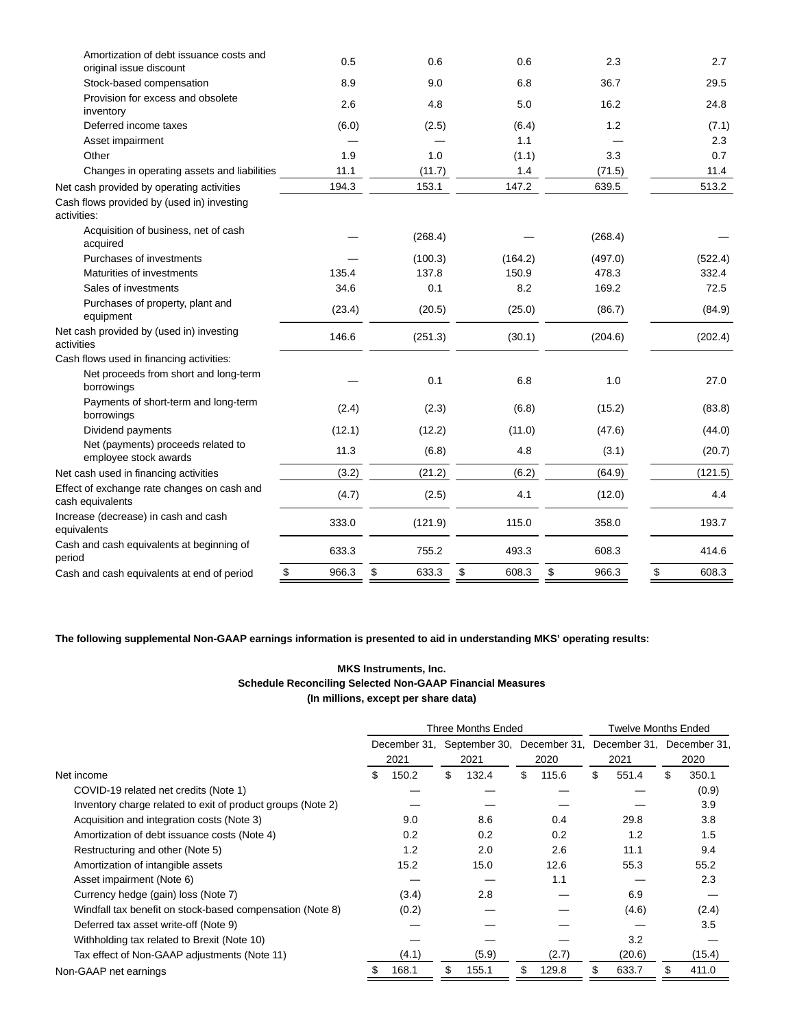| | | | | | |
|---|---|---|---|---|---|
| Amortization of debt issuance costs and original issue discount | 0.5 | 0.6 | 0.6 | 2.3 | 2.7 |
| Stock-based compensation | 8.9 | 9.0 | 6.8 | 36.7 | 29.5 |
| Provision for excess and obsolete inventory | 2.6 | 4.8 | 5.0 | 16.2 | 24.8 |
| Deferred income taxes | (6.0) | (2.5) | (6.4) | 1.2 | (7.1) |
| Asset impairment | — | — | 1.1 | — | 2.3 |
| Other | 1.9 | 1.0 | (1.1) | 3.3 | 0.7 |
| Changes in operating assets and liabilities | 11.1 | (11.7) | 1.4 | (71.5) | 11.4 |
| Net cash provided by operating activities | 194.3 | 153.1 | 147.2 | 639.5 | 513.2 |
| Cash flows provided by (used in) investing activities: | | | | | |
| Acquisition of business, net of cash acquired | — | (268.4) | — | (268.4) | — |
| Purchases of investments | — | (100.3) | (164.2) | (497.0) | (522.4) |
| Maturities of investments | 135.4 | 137.8 | 150.9 | 478.3 | 332.4 |
| Sales of investments | 34.6 | 0.1 | 8.2 | 169.2 | 72.5 |
| Purchases of property, plant and equipment | (23.4) | (20.5) | (25.0) | (86.7) | (84.9) |
| Net cash provided by (used in) investing activities | 146.6 | (251.3) | (30.1) | (204.6) | (202.4) |
| Cash flows used in financing activities: | | | | | |
| Net proceeds from short and long-term borrowings | — | 0.1 | 6.8 | 1.0 | 27.0 |
| Payments of short-term and long-term borrowings | (2.4) | (2.3) | (6.8) | (15.2) | (83.8) |
| Dividend payments | (12.1) | (12.2) | (11.0) | (47.6) | (44.0) |
| Net (payments) proceeds related to employee stock awards | 11.3 | (6.8) | 4.8 | (3.1) | (20.7) |
| Net cash used in financing activities | (3.2) | (21.2) | (6.2) | (64.9) | (121.5) |
| Effect of exchange rate changes on cash and cash equivalents | (4.7) | (2.5) | 4.1 | (12.0) | 4.4 |
| Increase (decrease) in cash and cash equivalents | 333.0 | (121.9) | 115.0 | 358.0 | 193.7 |
| Cash and cash equivalents at beginning of period | 633.3 | 755.2 | 493.3 | 608.3 | 414.6 |
| Cash and cash equivalents at end of period | $ 966.3 | $ 633.3 | $ 608.3 | $ 966.3 | $ 608.3 |

**The following supplemental Non-GAAP earnings information is presented to aid in understanding MKS' operating results:**

**MKS Instruments, Inc.**
**Schedule Reconciling Selected Non-GAAP Financial Measures**
**(In millions, except per share data)**

| | Three Months Ended | | | Twelve Months Ended | |
|---|---|---|---|---|---|
| | December 31, 2021 | September 30, 2021 | December 31, 2020 | December 31, 2021 | December 31, 2020 |
| Net income | $ 150.2 | $ 132.4 | $ 115.6 | $ 551.4 | $ 350.1 |
| COVID-19 related net credits (Note 1) | — | — | — | — | (0.9) |
| Inventory charge related to exit of product groups (Note 2) | — | — | — | — | 3.9 |
| Acquisition and integration costs (Note 3) | 9.0 | 8.6 | 0.4 | 29.8 | 3.8 |
| Amortization of debt issuance costs (Note 4) | 0.2 | 0.2 | 0.2 | 1.2 | 1.5 |
| Restructuring and other (Note 5) | 1.2 | 2.0 | 2.6 | 11.1 | 9.4 |
| Amortization of intangible assets | 15.2 | 15.0 | 12.6 | 55.3 | 55.2 |
| Asset impairment (Note 6) | — | — | 1.1 | — | 2.3 |
| Currency hedge (gain) loss (Note 7) | (3.4) | 2.8 | — | 6.9 | — |
| Windfall tax benefit on stock-based compensation (Note 8) | (0.2) | — | — | (4.6) | (2.4) |
| Deferred tax asset write-off (Note 9) | — | — | — | — | 3.5 |
| Withholding tax related to Brexit (Note 10) | — | — | — | 3.2 | — |
| Tax effect of Non-GAAP adjustments (Note 11) | (4.1) | (5.9) | (2.7) | (20.6) | (15.4) |
| Non-GAAP net earnings | $ 168.1 | $ 155.1 | $ 129.8 | $ 633.7 | $ 411.0 |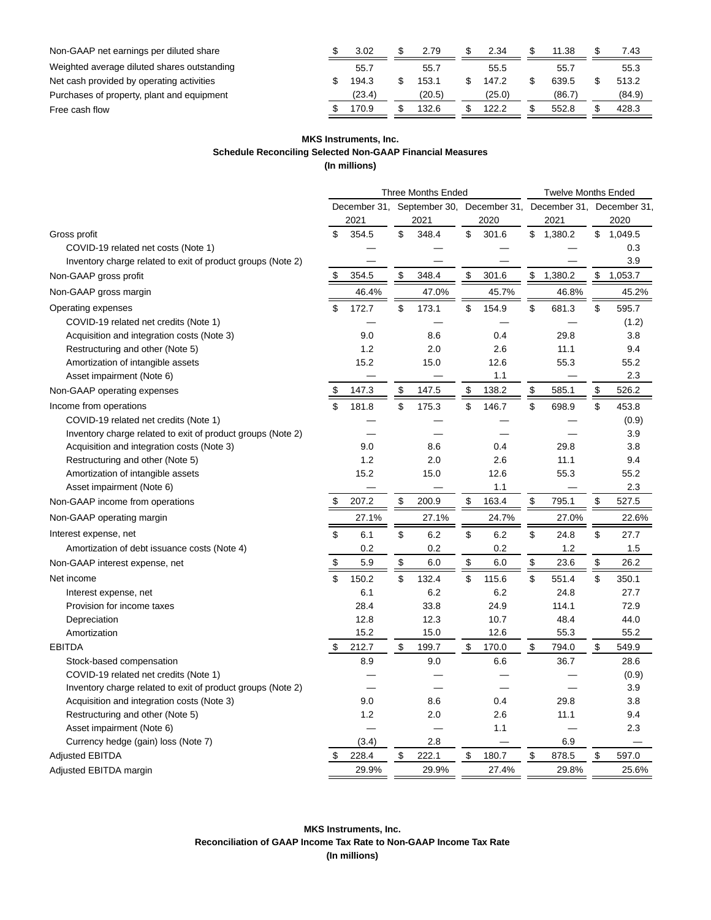| | | | | | |
|---|---|---|---|---|---|
| Non-GAAP net earnings per diluted share | $ 3.02 | $ 2.79 | $ 2.34 | $ 11.38 | $ 7.43 |
| Weighted average diluted shares outstanding | 55.7 | 55.7 | 55.5 | 55.7 | 55.3 |
| Net cash provided by operating activities | $ 194.3 | $ 153.1 | $ 147.2 | $ 639.5 | $ 513.2 |
| Purchases of property, plant and equipment | (23.4) | (20.5) | (25.0) | (86.7) | (84.9) |
| Free cash flow | $ 170.9 | $ 132.6 | $ 122.2 | $ 552.8 | $ 428.3 |

**MKS Instruments, Inc.**
**Schedule Reconciling Selected Non-GAAP Financial Measures**
**(In millions)**

| | Three Months Ended | | | Twelve Months Ended | |
|---|---|---|---|---|---|
| | December 31, 2021 | September 30, 2021 | December 31, 2020 | December 31, 2021 | December 31, 2020 |
| Gross profit | $ 354.5 | $ 348.4 | $ 301.6 | $ 1,380.2 | $ 1,049.5 |
| COVID-19 related net costs (Note 1) | — | — | — | — | 0.3 |
| Inventory charge related to exit of product groups (Note 2) | — | — | — | — | 3.9 |
| Non-GAAP gross profit | $ 354.5 | $ 348.4 | $ 301.6 | $ 1,380.2 | $ 1,053.7 |
| Non-GAAP gross margin | 46.4% | 47.0% | 45.7% | 46.8% | 45.2% |
| Operating expenses | $ 172.7 | $ 173.1 | $ 154.9 | $ 681.3 | $ 595.7 |
| COVID-19 related net credits (Note 1) | — | — | — | — | (1.2) |
| Acquisition and integration costs (Note 3) | 9.0 | 8.6 | 0.4 | 29.8 | 3.8 |
| Restructuring and other (Note 5) | 1.2 | 2.0 | 2.6 | 11.1 | 9.4 |
| Amortization of intangible assets | 15.2 | 15.0 | 12.6 | 55.3 | 55.2 |
| Asset impairment (Note 6) | — | — | 1.1 | — | 2.3 |
| Non-GAAP operating expenses | $ 147.3 | $ 147.5 | $ 138.2 | $ 585.1 | $ 526.2 |
| Income from operations | $ 181.8 | $ 175.3 | $ 146.7 | $ 698.9 | $ 453.8 |
| COVID-19 related net credits (Note 1) | — | — | — | — | (0.9) |
| Inventory charge related to exit of product groups (Note 2) | — | — | — | — | 3.9 |
| Acquisition and integration costs (Note 3) | 9.0 | 8.6 | 0.4 | 29.8 | 3.8 |
| Restructuring and other (Note 5) | 1.2 | 2.0 | 2.6 | 11.1 | 9.4 |
| Amortization of intangible assets | 15.2 | 15.0 | 12.6 | 55.3 | 55.2 |
| Asset impairment (Note 6) | — | — | 1.1 | — | 2.3 |
| Non-GAAP income from operations | $ 207.2 | $ 200.9 | $ 163.4 | $ 795.1 | $ 527.5 |
| Non-GAAP operating margin | 27.1% | 27.1% | 24.7% | 27.0% | 22.6% |
| Interest expense, net | $ 6.1 | $ 6.2 | $ 6.2 | $ 24.8 | $ 27.7 |
| Amortization of debt issuance costs (Note 4) | 0.2 | 0.2 | 0.2 | 1.2 | 1.5 |
| Non-GAAP interest expense, net | $ 5.9 | $ 6.0 | $ 6.0 | $ 23.6 | $ 26.2 |
| Net income | $ 150.2 | $ 132.4 | $ 115.6 | $ 551.4 | $ 350.1 |
| Interest expense, net | 6.1 | 6.2 | 6.2 | 24.8 | 27.7 |
| Provision for income taxes | 28.4 | 33.8 | 24.9 | 114.1 | 72.9 |
| Depreciation | 12.8 | 12.3 | 10.7 | 48.4 | 44.0 |
| Amortization | 15.2 | 15.0 | 12.6 | 55.3 | 55.2 |
| EBITDA | $ 212.7 | $ 199.7 | $ 170.0 | $ 794.0 | $ 549.9 |
| Stock-based compensation | 8.9 | 9.0 | 6.6 | 36.7 | 28.6 |
| COVID-19 related net credits (Note 1) | — | — | — | — | (0.9) |
| Inventory charge related to exit of product groups (Note 2) | — | — | — | — | 3.9 |
| Acquisition and integration costs (Note 3) | 9.0 | 8.6 | 0.4 | 29.8 | 3.8 |
| Restructuring and other (Note 5) | 1.2 | 2.0 | 2.6 | 11.1 | 9.4 |
| Asset impairment (Note 6) | — | — | 1.1 | — | 2.3 |
| Currency hedge (gain) loss (Note 7) | (3.4) | 2.8 | — | 6.9 | — |
| Adjusted EBITDA | $ 228.4 | $ 222.1 | $ 180.7 | $ 878.5 | $ 597.0 |
| Adjusted EBITDA margin | 29.9% | 29.9% | 27.4% | 29.8% | 25.6% |

**MKS Instruments, Inc.**
**Reconciliation of GAAP Income Tax Rate to Non-GAAP Income Tax Rate**
**(In millions)**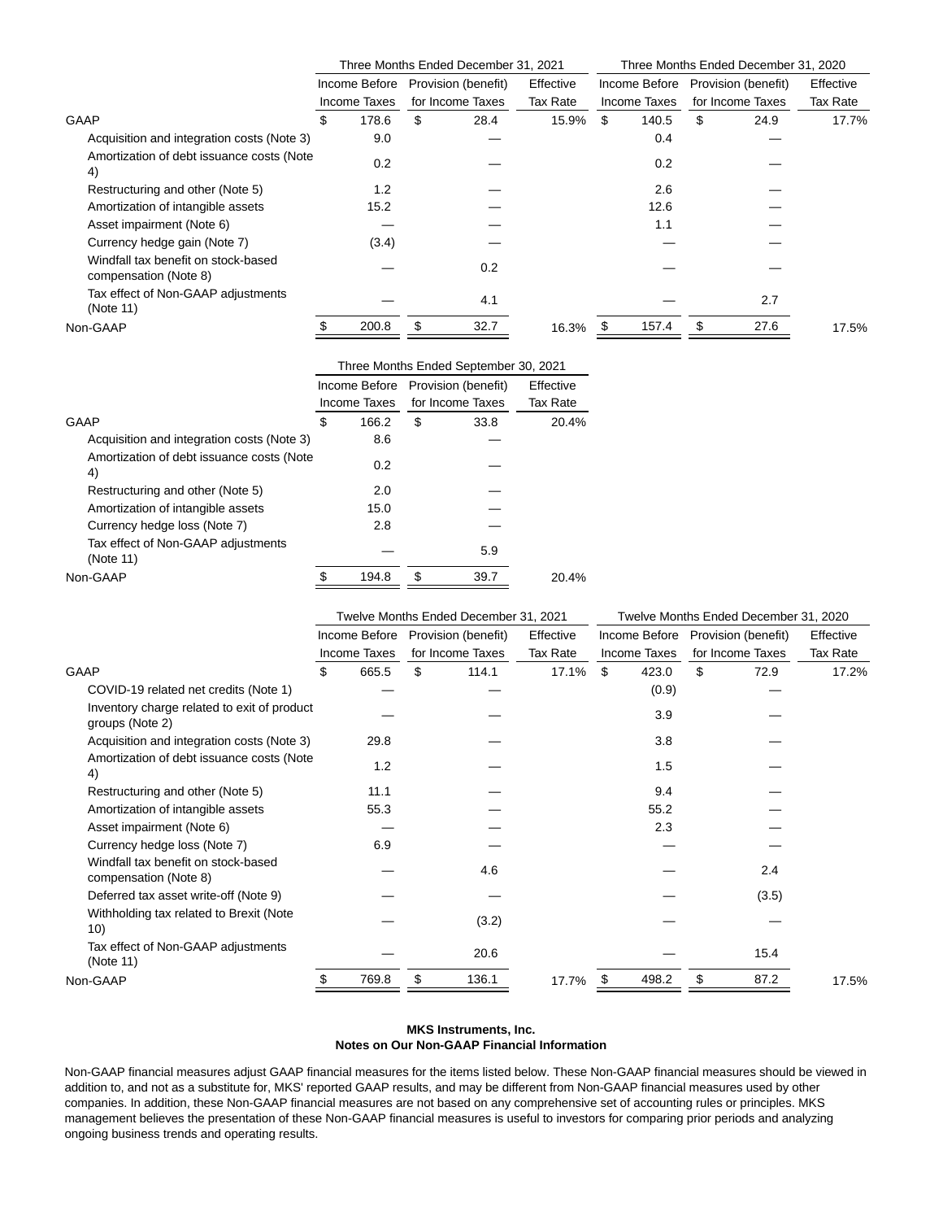| | Three Months Ended December 31, 2021 | | | Three Months Ended December 31, 2020 | | |
|---|---|---|---|---|---|---|
| | Income Before Income Taxes | Provision (benefit) for Income Taxes | Effective Tax Rate | Income Before Income Taxes | Provision (benefit) for Income Taxes | Effective Tax Rate |
| GAAP | $ 178.6 | $ 28.4 | 15.9% | $ 140.5 | $ 24.9 | 17.7% |
| Acquisition and integration costs (Note 3) | 9.0 | — | | 0.4 | — | |
| Amortization of debt issuance costs (Note 4) | 0.2 | — | | 0.2 | — | |
| Restructuring and other (Note 5) | 1.2 | — | | 2.6 | — | |
| Amortization of intangible assets | 15.2 | — | | 12.6 | — | |
| Asset impairment (Note 6) | — | — | | 1.1 | — | |
| Currency hedge gain (Note 7) | (3.4) | — | | — | — | |
| Windfall tax benefit on stock-based compensation (Note 8) | — | 0.2 | | — | — | |
| Tax effect of Non-GAAP adjustments (Note 11) | — | 4.1 | | — | 2.7 | |
| Non-GAAP | $ 200.8 | $ 32.7 | 16.3% | $ 157.4 | $ 27.6 | 17.5% |

| | Three Months Ended September 30, 2021 | | |
|---|---|---|---|
| | Income Before Income Taxes | Provision (benefit) for Income Taxes | Effective Tax Rate |
| GAAP | $ 166.2 | $ 33.8 | 20.4% |
| Acquisition and integration costs (Note 3) | 8.6 | — | |
| Amortization of debt issuance costs (Note 4) | 0.2 | — | |
| Restructuring and other (Note 5) | 2.0 | — | |
| Amortization of intangible assets | 15.0 | — | |
| Currency hedge loss (Note 7) | 2.8 | — | |
| Tax effect of Non-GAAP adjustments (Note 11) | — | 5.9 | |
| Non-GAAP | $ 194.8 | $ 39.7 | 20.4% |

| | Twelve Months Ended December 31, 2021 | | | Twelve Months Ended December 31, 2020 | | |
|---|---|---|---|---|---|---|
| | Income Before Income Taxes | Provision (benefit) for Income Taxes | Effective Tax Rate | Income Before Income Taxes | Provision (benefit) for Income Taxes | Effective Tax Rate |
| GAAP | $ 665.5 | $ 114.1 | 17.1% | $ 423.0 | $ 72.9 | 17.2% |
| COVID-19 related net credits (Note 1) | — | — | | (0.9) | — | |
| Inventory charge related to exit of product groups (Note 2) | — | — | | 3.9 | — | |
| Acquisition and integration costs (Note 3) | 29.8 | — | | 3.8 | — | |
| Amortization of debt issuance costs (Note 4) | 1.2 | — | | 1.5 | — | |
| Restructuring and other (Note 5) | 11.1 | — | | 9.4 | — | |
| Amortization of intangible assets | 55.3 | — | | 55.2 | — | |
| Asset impairment (Note 6) | — | — | | 2.3 | — | |
| Currency hedge loss (Note 7) | 6.9 | — | | — | — | |
| Windfall tax benefit on stock-based compensation (Note 8) | — | 4.6 | | — | 2.4 | |
| Deferred tax asset write-off (Note 9) | — | — | | — | (3.5) | |
| Withholding tax related to Brexit (Note 10) | — | (3.2) | | — | — | |
| Tax effect of Non-GAAP adjustments (Note 11) | — | 20.6 | | — | 15.4 | |
| Non-GAAP | $ 769.8 | $ 136.1 | 17.7% | $ 498.2 | $ 87.2 | 17.5% |

**MKS Instruments, Inc.**
**Notes on Our Non-GAAP Financial Information**

Non-GAAP financial measures adjust GAAP financial measures for the items listed below. These Non-GAAP financial measures should be viewed in addition to, and not as a substitute for, MKS' reported GAAP results, and may be different from Non-GAAP financial measures used by other companies. In addition, these Non-GAAP financial measures are not based on any comprehensive set of accounting rules or principles. MKS management believes the presentation of these Non-GAAP financial measures is useful to investors for comparing prior periods and analyzing ongoing business trends and operating results.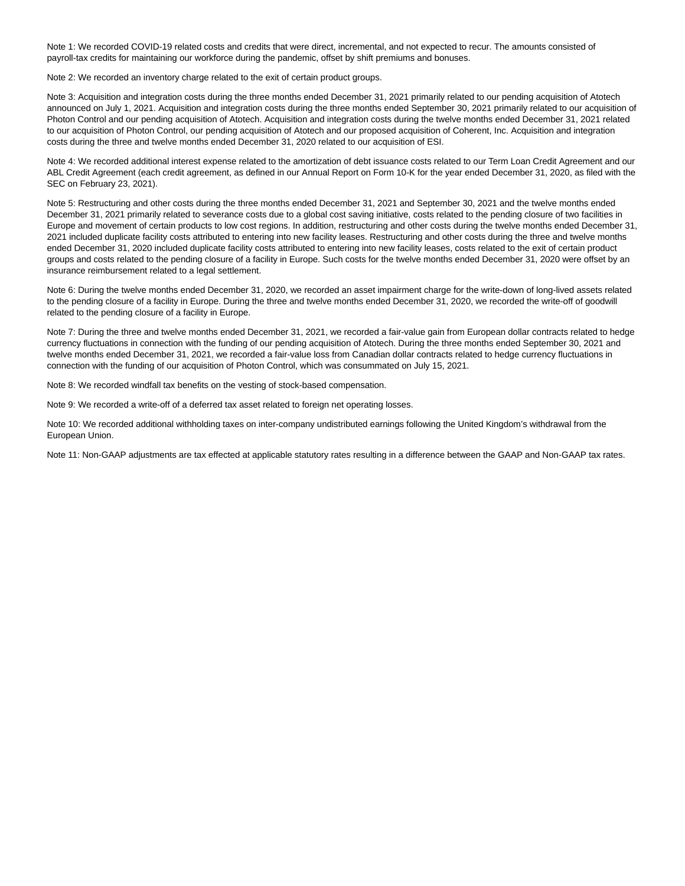Note 1: We recorded COVID-19 related costs and credits that were direct, incremental, and not expected to recur. The amounts consisted of payroll-tax credits for maintaining our workforce during the pandemic, offset by shift premiums and bonuses.

Note 2: We recorded an inventory charge related to the exit of certain product groups.

Note 3: Acquisition and integration costs during the three months ended December 31, 2021 primarily related to our pending acquisition of Atotech announced on July 1, 2021. Acquisition and integration costs during the three months ended September 30, 2021 primarily related to our acquisition of Photon Control and our pending acquisition of Atotech. Acquisition and integration costs during the twelve months ended December 31, 2021 related to our acquisition of Photon Control, our pending acquisition of Atotech and our proposed acquisition of Coherent, Inc. Acquisition and integration costs during the three and twelve months ended December 31, 2020 related to our acquisition of ESI.

Note 4: We recorded additional interest expense related to the amortization of debt issuance costs related to our Term Loan Credit Agreement and our ABL Credit Agreement (each credit agreement, as defined in our Annual Report on Form 10-K for the year ended December 31, 2020, as filed with the SEC on February 23, 2021).

Note 5: Restructuring and other costs during the three months ended December 31, 2021 and September 30, 2021 and the twelve months ended December 31, 2021 primarily related to severance costs due to a global cost saving initiative, costs related to the pending closure of two facilities in Europe and movement of certain products to low cost regions. In addition, restructuring and other costs during the twelve months ended December 31, 2021 included duplicate facility costs attributed to entering into new facility leases. Restructuring and other costs during the three and twelve months ended December 31, 2020 included duplicate facility costs attributed to entering into new facility leases, costs related to the exit of certain product groups and costs related to the pending closure of a facility in Europe. Such costs for the twelve months ended December 31, 2020 were offset by an insurance reimbursement related to a legal settlement.

Note 6: During the twelve months ended December 31, 2020, we recorded an asset impairment charge for the write-down of long-lived assets related to the pending closure of a facility in Europe. During the three and twelve months ended December 31, 2020, we recorded the write-off of goodwill related to the pending closure of a facility in Europe.

Note 7: During the three and twelve months ended December 31, 2021, we recorded a fair-value gain from European dollar contracts related to hedge currency fluctuations in connection with the funding of our pending acquisition of Atotech. During the three months ended September 30, 2021 and twelve months ended December 31, 2021, we recorded a fair-value loss from Canadian dollar contracts related to hedge currency fluctuations in connection with the funding of our acquisition of Photon Control, which was consummated on July 15, 2021.

Note 8: We recorded windfall tax benefits on the vesting of stock-based compensation.

Note 9: We recorded a write-off of a deferred tax asset related to foreign net operating losses.

Note 10: We recorded additional withholding taxes on inter-company undistributed earnings following the United Kingdom's withdrawal from the European Union.

Note 11: Non-GAAP adjustments are tax effected at applicable statutory rates resulting in a difference between the GAAP and Non-GAAP tax rates.